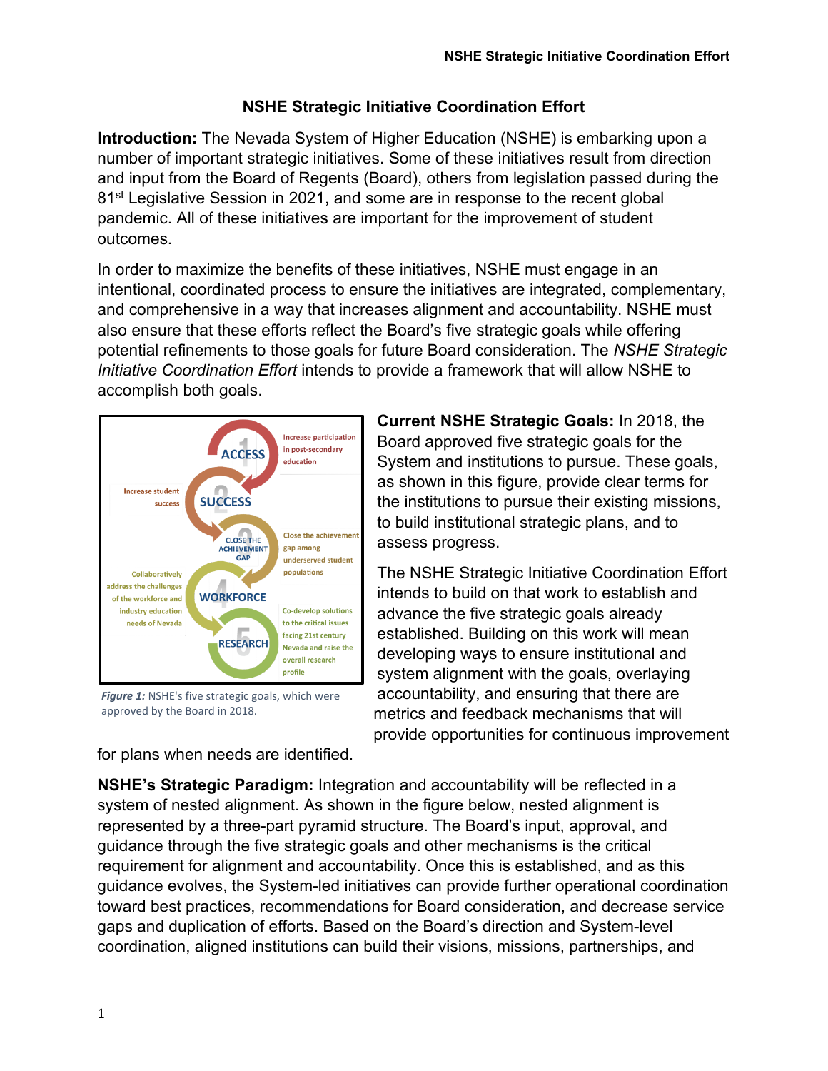# NSHE Strategic Initiative Coordination Effort

**Introduction:** The Nevada System of Higher Education (NSHE) is embarking upon a number of important strategic initiatives. Some of these initiatives result from direction and input from the Board of Regents (Board), others from legislation passed during the 81st Legislative Session in 2021, and some are in response to the recent global pandemic. All of these initiatives are important for the improvement of student outcomes.

In order to maximize the benefits of these initiatives, NSHE must engage in an intentional, coordinated process to ensure the initiatives are integrated, complementary, and comprehensive in a way that increases alignment and accountability. NSHE must also ensure that these efforts reflect the Board's five strategic goals while offering potential refinements to those goals for future Board consideration. The *NSHE Strategic Initiative Coordination Effort* intends to provide a framework that will allow NSHE to accomplish both goals.

1 ACCESS — Increase participation in post-secondary education

2 SUCCESS — Increase student success

3 CLOSE THE ACHIEVEMENT GAP — Close the achievement gap among underserved student populations

4 WORKFORCE — Collaboratively address the challenges of the workforce and industry education needs of Nevada

5 RESEARCH — Co-develop solutions to the critical issues facing 21st century Nevada and raise the overall research profile

***Figure 1:*** NSHE's five strategic goals, which were approved by the Board in 2018.

**Current NSHE Strategic Goals:** In 2018, the Board approved five strategic goals for the System and institutions to pursue. These goals, as shown in this figure, provide clear terms for the institutions to pursue their existing missions, to build institutional strategic plans, and to assess progress.

The NSHE Strategic Initiative Coordination Effort intends to build on that work to establish and advance the five strategic goals already established. Building on this work will mean developing ways to ensure institutional and system alignment with the goals, overlaying accountability, and ensuring that there are metrics and feedback mechanisms that will provide opportunities for continuous improvement for plans when needs are identified.

**NSHE's Strategic Paradigm:** Integration and accountability will be reflected in a system of nested alignment. As shown in the figure below, nested alignment is represented by a three-part pyramid structure. The Board's input, approval, and guidance through the five strategic goals and other mechanisms is the critical requirement for alignment and accountability. Once this is established, and as this guidance evolves, the System-led initiatives can provide further operational coordination toward best practices, recommendations for Board consideration, and decrease service gaps and duplication of efforts. Based on the Board's direction and System-level coordination, aligned institutions can build their visions, missions, partnerships, and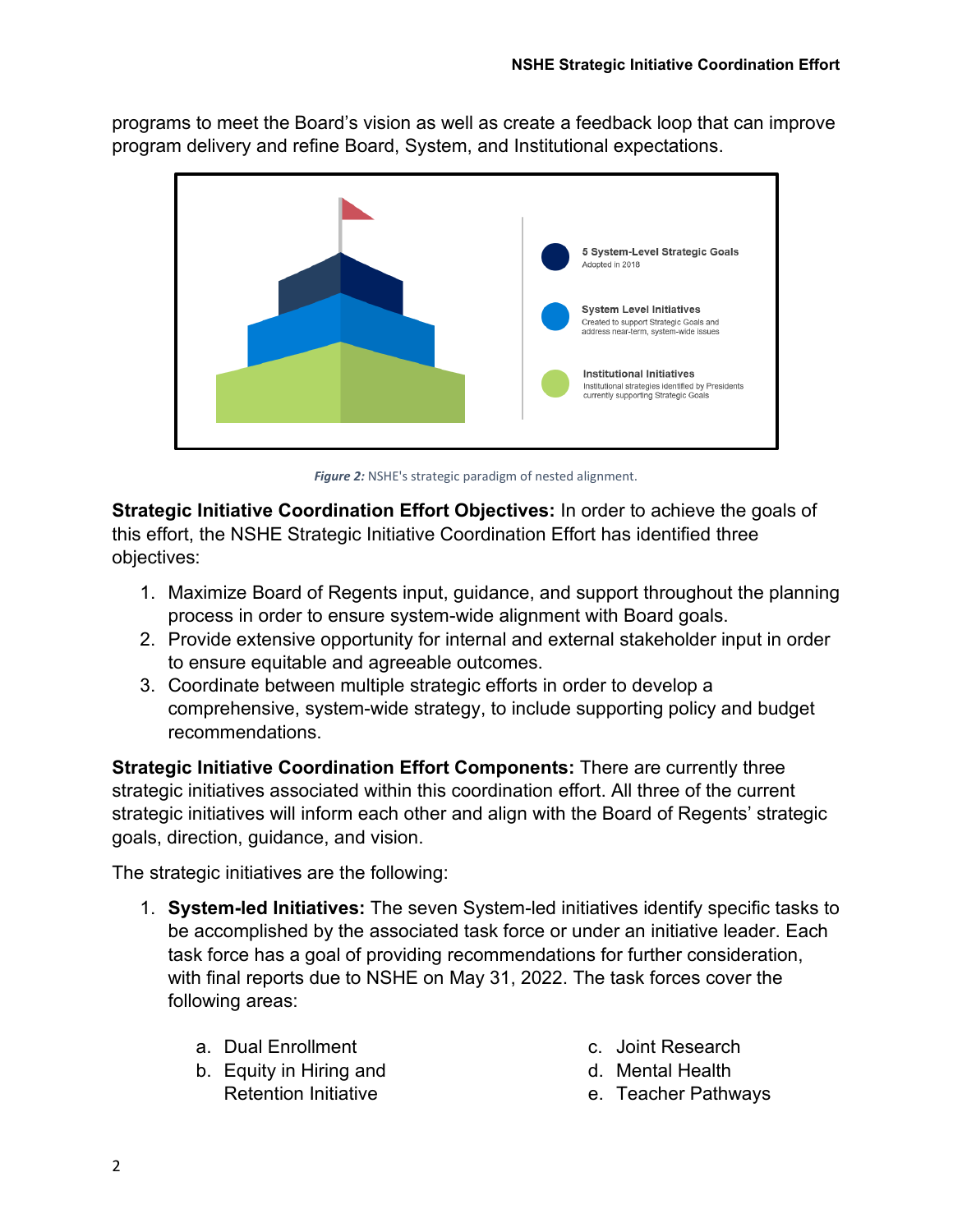programs to meet the Board's vision as well as create a feedback loop that can improve program delivery and refine Board, System, and Institutional expectations.

**5 System-Level Strategic Goals**
Adopted in 2018

**System Level Initiatives**
Created to support Strategic Goals and address near-term, system-wide issues

**Institutional Initiatives**
Institutional strategies identified by Presidents currently supporting Strategic Goals

***Figure 2:*** NSHE's strategic paradigm of nested alignment.

**Strategic Initiative Coordination Effort Objectives:** In order to achieve the goals of this effort, the NSHE Strategic Initiative Coordination Effort has identified three objectives:

1. Maximize Board of Regents input, guidance, and support throughout the planning process in order to ensure system-wide alignment with Board goals.
2. Provide extensive opportunity for internal and external stakeholder input in order to ensure equitable and agreeable outcomes.
3. Coordinate between multiple strategic efforts in order to develop a comprehensive, system-wide strategy, to include supporting policy and budget recommendations.

**Strategic Initiative Coordination Effort Components:** There are currently three strategic initiatives associated within this coordination effort. All three of the current strategic initiatives will inform each other and align with the Board of Regents' strategic goals, direction, guidance, and vision.

The strategic initiatives are the following:

1. **System-led Initiatives:** The seven System-led initiatives identify specific tasks to be accomplished by the associated task force or under an initiative leader. Each task force has a goal of providing recommendations for further consideration, with final reports due to NSHE on May 31, 2022. The task forces cover the following areas:

    a. Dual Enrollment
    b. Equity in Hiring and Retention Initiative
    c. Joint Research
    d. Mental Health
    e. Teacher Pathways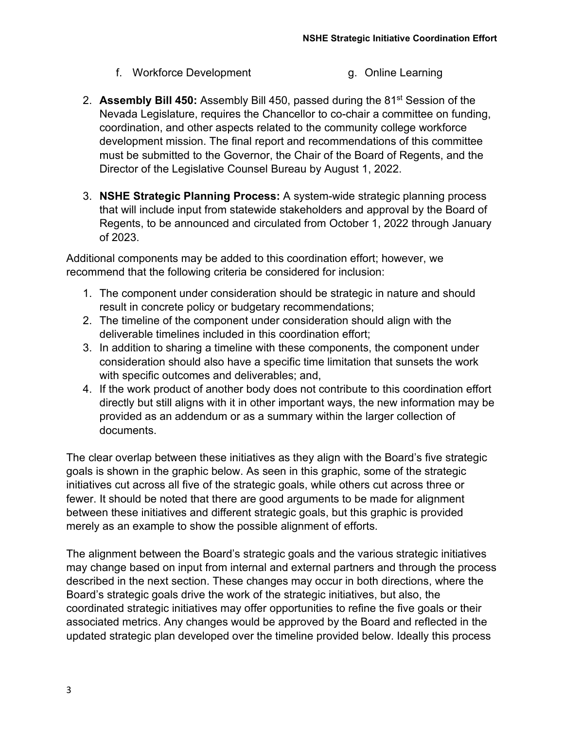f. Workforce Development

g. Online Learning

2. **Assembly Bill 450:** Assembly Bill 450, passed during the 81st Session of the Nevada Legislature, requires the Chancellor to co-chair a committee on funding, coordination, and other aspects related to the community college workforce development mission. The final report and recommendations of this committee must be submitted to the Governor, the Chair of the Board of Regents, and the Director of the Legislative Counsel Bureau by August 1, 2022.

3. **NSHE Strategic Planning Process:** A system-wide strategic planning process that will include input from statewide stakeholders and approval by the Board of Regents, to be announced and circulated from October 1, 2022 through January of 2023.

Additional components may be added to this coordination effort; however, we recommend that the following criteria be considered for inclusion:

1. The component under consideration should be strategic in nature and should result in concrete policy or budgetary recommendations;
2. The timeline of the component under consideration should align with the deliverable timelines included in this coordination effort;
3. In addition to sharing a timeline with these components, the component under consideration should also have a specific time limitation that sunsets the work with specific outcomes and deliverables; and,
4. If the work product of another body does not contribute to this coordination effort directly but still aligns with it in other important ways, the new information may be provided as an addendum or as a summary within the larger collection of documents.

The clear overlap between these initiatives as they align with the Board's five strategic goals is shown in the graphic below. As seen in this graphic, some of the strategic initiatives cut across all five of the strategic goals, while others cut across three or fewer. It should be noted that there are good arguments to be made for alignment between these initiatives and different strategic goals, but this graphic is provided merely as an example to show the possible alignment of efforts.

The alignment between the Board's strategic goals and the various strategic initiatives may change based on input from internal and external partners and through the process described in the next section. These changes may occur in both directions, where the Board's strategic goals drive the work of the strategic initiatives, but also, the coordinated strategic initiatives may offer opportunities to refine the five goals or their associated metrics. Any changes would be approved by the Board and reflected in the updated strategic plan developed over the timeline provided below. Ideally this process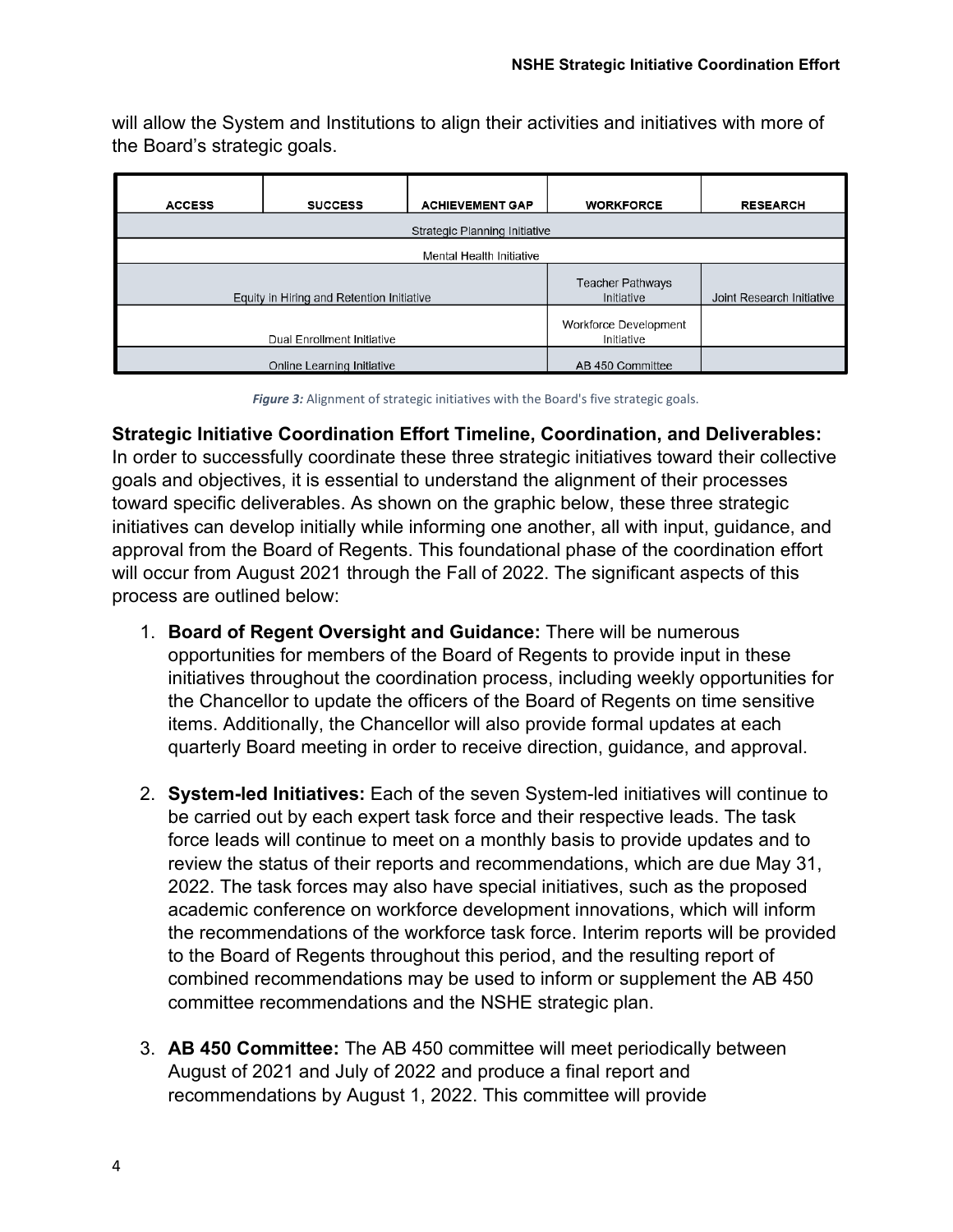will allow the System and Institutions to align their activities and initiatives with more of the Board's strategic goals.

| ACCESS | SUCCESS | ACHIEVEMENT GAP | WORKFORCE | RESEARCH |
|---|---|---|---|---|
| Strategic Planning Initiative | | | | |
| Mental Health Initiative | | | | |
| Equity in Hiring and Retention Initiative | | | Teacher Pathways Initiative | Joint Research Initiative |
| Dual Enrollment Initiative | | | Workforce Development Initiative | |
| Online Learning Initiative | | | AB 450 Committee | |

***Figure 3:*** Alignment of strategic initiatives with the Board's five strategic goals.

**Strategic Initiative Coordination Effort Timeline, Coordination, and Deliverables:** In order to successfully coordinate these three strategic initiatives toward their collective goals and objectives, it is essential to understand the alignment of their processes toward specific deliverables. As shown on the graphic below, these three strategic initiatives can develop initially while informing one another, all with input, guidance, and approval from the Board of Regents. This foundational phase of the coordination effort will occur from August 2021 through the Fall of 2022. The significant aspects of this process are outlined below:

1. **Board of Regent Oversight and Guidance:** There will be numerous opportunities for members of the Board of Regents to provide input in these initiatives throughout the coordination process, including weekly opportunities for the Chancellor to update the officers of the Board of Regents on time sensitive items. Additionally, the Chancellor will also provide formal updates at each quarterly Board meeting in order to receive direction, guidance, and approval.

2. **System-led Initiatives:** Each of the seven System-led initiatives will continue to be carried out by each expert task force and their respective leads. The task force leads will continue to meet on a monthly basis to provide updates and to review the status of their reports and recommendations, which are due May 31, 2022. The task forces may also have special initiatives, such as the proposed academic conference on workforce development innovations, which will inform the recommendations of the workforce task force. Interim reports will be provided to the Board of Regents throughout this period, and the resulting report of combined recommendations may be used to inform or supplement the AB 450 committee recommendations and the NSHE strategic plan.

3. **AB 450 Committee:** The AB 450 committee will meet periodically between August of 2021 and July of 2022 and produce a final report and recommendations by August 1, 2022. This committee will provide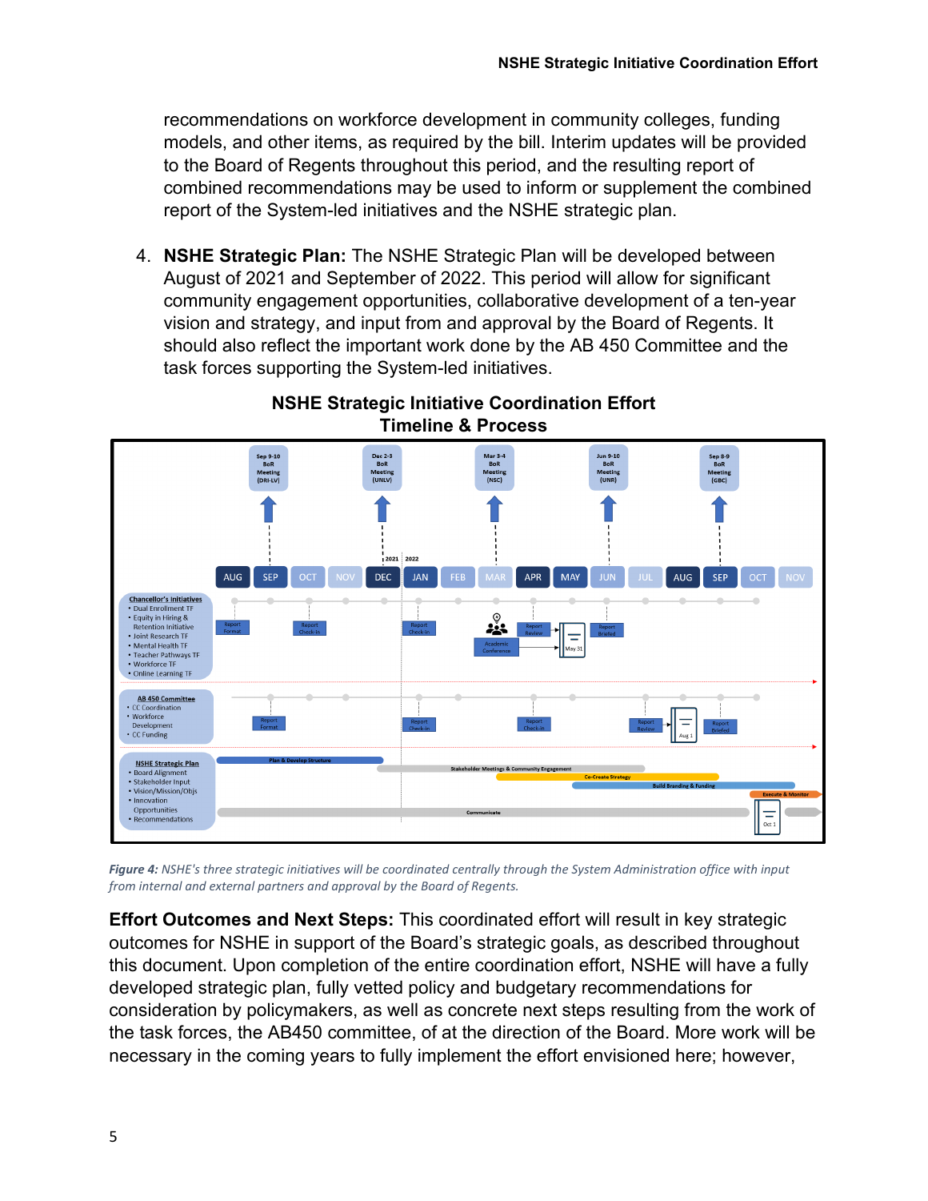recommendations on workforce development in community colleges, funding models, and other items, as required by the bill. Interim updates will be provided to the Board of Regents throughout this period, and the resulting report of combined recommendations may be used to inform or supplement the combined report of the System-led initiatives and the NSHE strategic plan.

4. **NSHE Strategic Plan:** The NSHE Strategic Plan will be developed between August of 2021 and September of 2022. This period will allow for significant community engagement opportunities, collaborative development of a ten-year vision and strategy, and input from and approval by the Board of Regents. It should also reflect the important work done by the AB 450 Committee and the task forces supporting the System-led initiatives.

**NSHE Strategic Initiative Coordination Effort**
**Timeline & Process**

*Figure 4:* *NSHE's three strategic initiatives will be coordinated centrally through the System Administration office with input from internal and external partners and approval by the Board of Regents.*

**Effort Outcomes and Next Steps:** This coordinated effort will result in key strategic outcomes for NSHE in support of the Board's strategic goals, as described throughout this document. Upon completion of the entire coordination effort, NSHE will have a fully developed strategic plan, fully vetted policy and budgetary recommendations for consideration by policymakers, as well as concrete next steps resulting from the work of the task forces, the AB450 committee, of at the direction of the Board. More work will be necessary in the coming years to fully implement the effort envisioned here; however,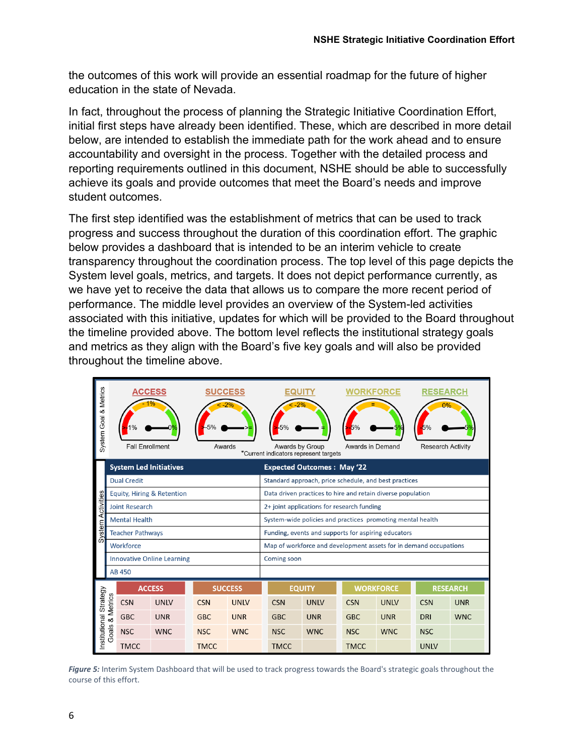the outcomes of this work will provide an essential roadmap for the future of higher education in the state of Nevada.

In fact, throughout the process of planning the Strategic Initiative Coordination Effort, initial first steps have already been identified. These, which are described in more detail below, are intended to establish the immediate path for the work ahead and to ensure accountability and oversight in the process. Together with the detailed process and reporting requirements outlined in this document, NSHE should be able to successfully achieve its goals and provide outcomes that meet the Board's needs and improve student outcomes.

The first step identified was the establishment of metrics that can be used to track progress and success throughout the duration of this coordination effort. The graphic below provides a dashboard that is intended to be an interim vehicle to create transparency throughout the coordination process. The top level of this page depicts the System level goals, metrics, and targets. It does not depict performance currently, as we have yet to receive the data that allows us to compare the more recent period of performance. The middle level provides an overview of the System-led activities associated with this initiative, updates for which will be provided to the Board throughout the timeline provided above. The bottom level reflects the institutional strategy goals and metrics as they align with the Board's five key goals and will also be provided throughout the timeline above.

**System Goal & Metrics**

| ACCESS | SUCCESS | EQUITY | WORKFORCE | RESEARCH |
|---|---|---|---|---|
| Fall Enrollment (>-1% / -1% / 0%) | Awards (>-5% / < -2% / >=) | Awards by Group (>-5% / < -2% / =) | Awards in Demand (>-5% / = / 5%) | Research Activity (-5% / 0% / 5%) |

*Current indicators represent targets

**System Activities**

| System Led Initiatives | Expected Outcomes : May '22 |
|---|---|
| Dual Credit | Standard approach, price schedule, and best practices |
| Equity, Hiring & Retention | Data driven practices to hire and retain diverse population |
| Joint Research | 2+ joint applications for research funding |
| Mental Health | System-wide policies and practices promoting mental health |
| Teacher Pathways | Funding, events and supports for aspiring educators |
| Workforce | Map of workforce and development assets for in demand occupations |
| Innovative Online Learning | Coming soon |
| AB 450 | |

**Institutional Strategy Goals & Metrics**

| ACCESS | | SUCCESS | | EQUITY | | WORKFORCE | | RESEARCH | |
|---|---|---|---|---|---|---|---|---|---|
| CSN | UNLV | CSN | UNLV | CSN | UNLV | CSN | UNLV | CSN | UNR |
| GBC | UNR | GBC | UNR | GBC | UNR | GBC | UNR | DRI | WNC |
| NSC | WNC | NSC | WNC | NSC | WNC | NSC | WNC | NSC | |
| TMCC | | TMCC | | TMCC | | TMCC | | UNLV | |

***Figure 5:*** Interim System Dashboard that will be used to track progress towards the Board's strategic goals throughout the course of this effort.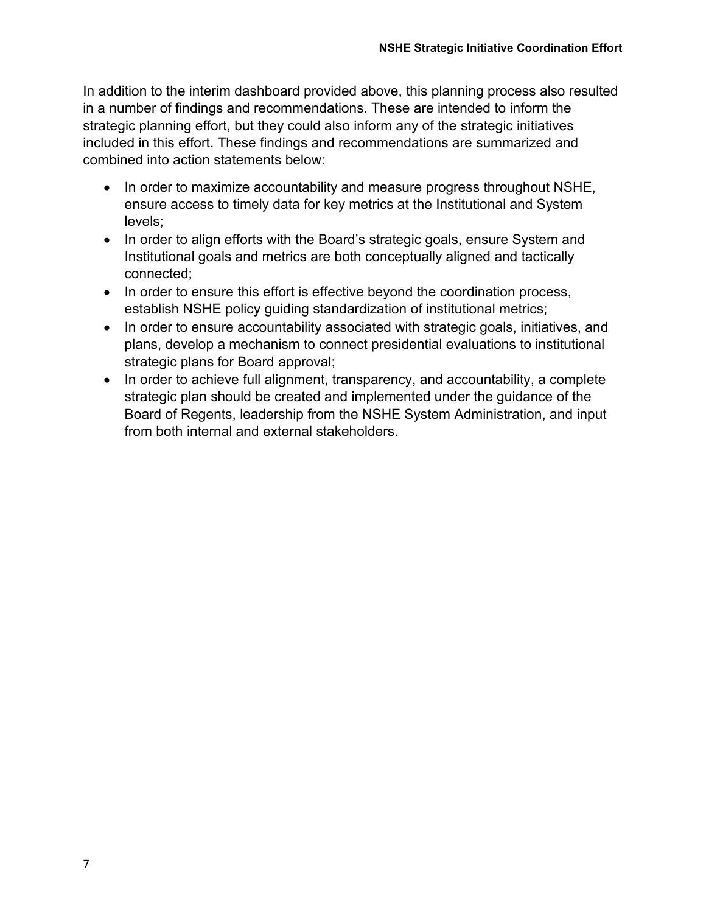In addition to the interim dashboard provided above, this planning process also resulted in a number of findings and recommendations. These are intended to inform the strategic planning effort, but they could also inform any of the strategic initiatives included in this effort. These findings and recommendations are summarized and combined into action statements below:

- In order to maximize accountability and measure progress throughout NSHE, ensure access to timely data for key metrics at the Institutional and System levels;
- In order to align efforts with the Board's strategic goals, ensure System and Institutional goals and metrics are both conceptually aligned and tactically connected;
- In order to ensure this effort is effective beyond the coordination process, establish NSHE policy guiding standardization of institutional metrics;
- In order to ensure accountability associated with strategic goals, initiatives, and plans, develop a mechanism to connect presidential evaluations to institutional strategic plans for Board approval;
- In order to achieve full alignment, transparency, and accountability, a complete strategic plan should be created and implemented under the guidance of the Board of Regents, leadership from the NSHE System Administration, and input from both internal and external stakeholders.